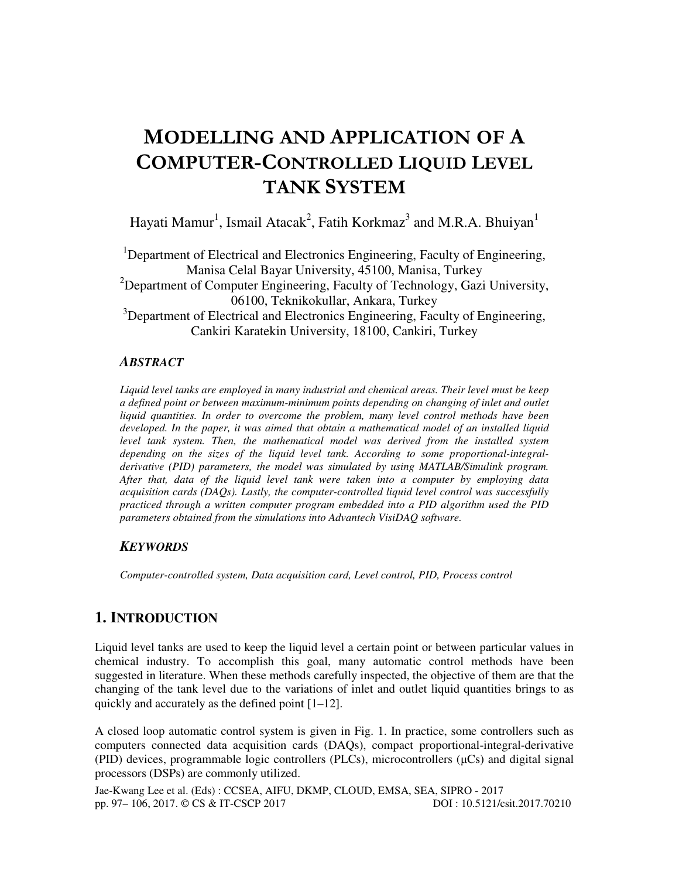# MODELLING AND APPLICATION OF A COMPUTER-CONTROLLED LIQUID LEVEL TANK SYSTEM

Hayati Mamur[1], Ismail Atacak[2], Fatih Korkmaz[3] and M.R.A. Bhuiyan[1]

[1]Department of Electrical and Electronics Engineering, Faculty of Engineering, Manisa Celal Bayar University, 45100, Manisa, Turkey
[2]Department of Computer Engineering, Faculty of Technology, Gazi University, 06100, Teknikokullar, Ankara, Turkey
[3]Department of Electrical and Electronics Engineering, Faculty of Engineering, Cankiri Karatekin University, 18100, Cankiri, Turkey

### *ABSTRACT*

*Liquid level tanks are employed in many industrial and chemical areas. Their level must be keep a defined point or between maximum-minimum points depending on changing of inlet and outlet liquid quantities. In order to overcome the problem, many level control methods have been developed. In the paper, it was aimed that obtain a mathematical model of an installed liquid level tank system. Then, the mathematical model was derived from the installed system depending on the sizes of the liquid level tank. According to some proportional-integral-derivative (PID) parameters, the model was simulated by using MATLAB/Simulink program. After that, data of the liquid level tank were taken into a computer by employing data acquisition cards (DAQs). Lastly, the computer-controlled liquid level control was successfully practiced through a written computer program embedded into a PID algorithm used the PID parameters obtained from the simulations into Advantech VisiDAQ software.*

### *KEYWORDS*

*Computer-controlled system, Data acquisition card, Level control, PID, Process control*

## 1. INTRODUCTION

Liquid level tanks are used to keep the liquid level a certain point or between particular values in chemical industry. To accomplish this goal, many automatic control methods have been suggested in literature. When these methods carefully inspected, the objective of them are that the changing of the tank level due to the variations of inlet and outlet liquid quantities brings to as quickly and accurately as the defined point [1–12].

A closed loop automatic control system is given in Fig. 1. In practice, some controllers such as computers connected data acquisition cards (DAQs), compact proportional-integral-derivative (PID) devices, programmable logic controllers (PLCs), microcontrollers (µCs) and digital signal processors (DSPs) are commonly utilized.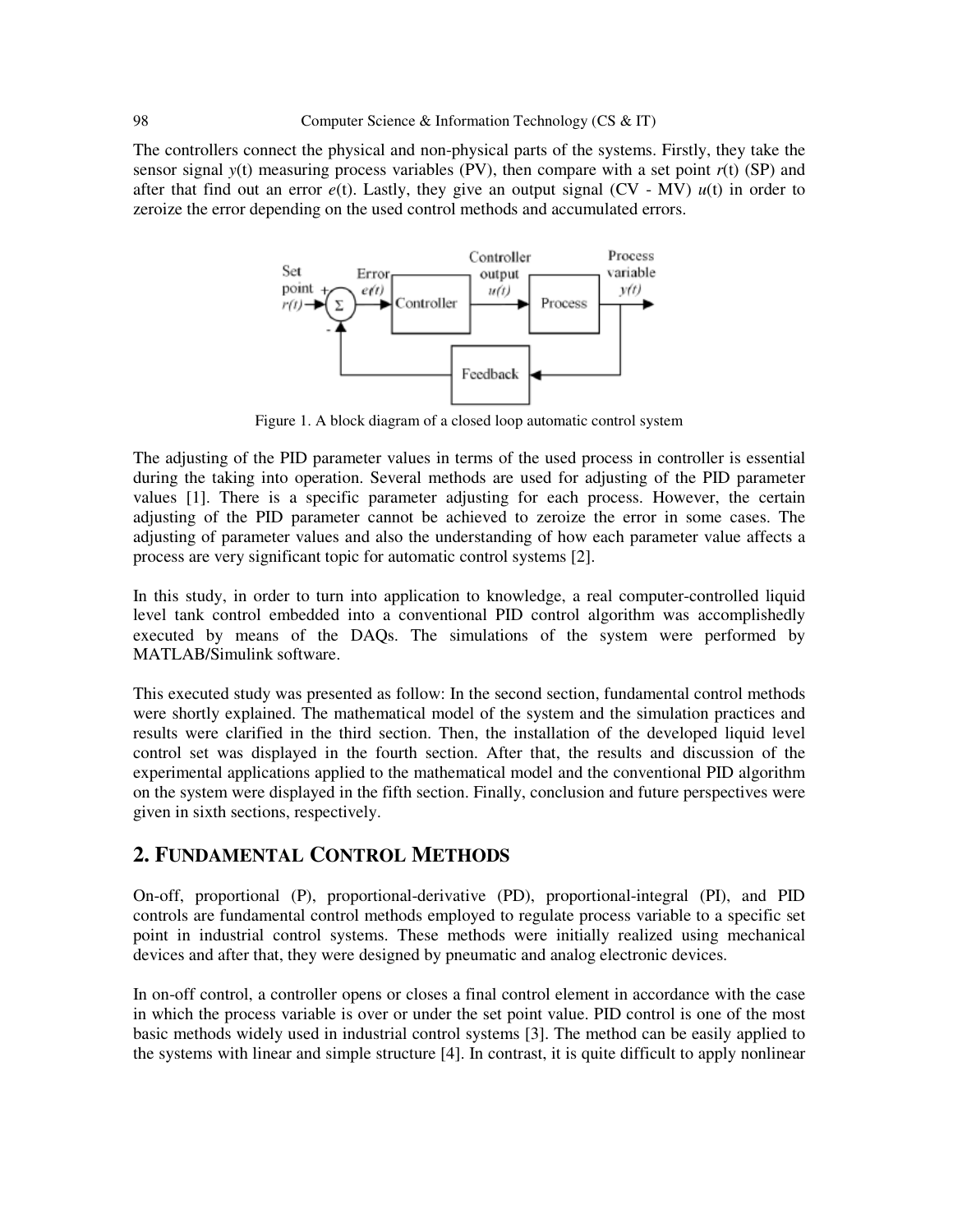The controllers connect the physical and non-physical parts of the systems. Firstly, they take the sensor signal $y(t)$ measuring process variables (PV), then compare with a set point $r(t)$ (SP) and after that find out an error $e(t)$. Lastly, they give an output signal (CV - MV) $u(t)$ in order to zeroize the error depending on the used control methods and accumulated errors.

Figure 1. A block diagram of a closed loop automatic control system

The adjusting of the PID parameter values in terms of the used process in controller is essential during the taking into operation. Several methods are used for adjusting of the PID parameter values [1]. There is a specific parameter adjusting for each process. However, the certain adjusting of the PID parameter cannot be achieved to zeroize the error in some cases. The adjusting of parameter values and also the understanding of how each parameter value affects a process are very significant topic for automatic control systems [2].

In this study, in order to turn into application to knowledge, a real computer-controlled liquid level tank control embedded into a conventional PID control algorithm was accomplishedly executed by means of the DAQs. The simulations of the system were performed by MATLAB/Simulink software.

This executed study was presented as follow: In the second section, fundamental control methods were shortly explained. The mathematical model of the system and the simulation practices and results were clarified in the third section. Then, the installation of the developed liquid level control set was displayed in the fourth section. After that, the results and discussion of the experimental applications applied to the mathematical model and the conventional PID algorithm on the system were displayed in the fifth section. Finally, conclusion and future perspectives were given in sixth sections, respectively.

## 2. FUNDAMENTAL CONTROL METHODS

On-off, proportional (P), proportional-derivative (PD), proportional-integral (PI), and PID controls are fundamental control methods employed to regulate process variable to a specific set point in industrial control systems. These methods were initially realized using mechanical devices and after that, they were designed by pneumatic and analog electronic devices.

In on-off control, a controller opens or closes a final control element in accordance with the case in which the process variable is over or under the set point value. PID control is one of the most basic methods widely used in industrial control systems [3]. The method can be easily applied to the systems with linear and simple structure [4]. In contrast, it is quite difficult to apply nonlinear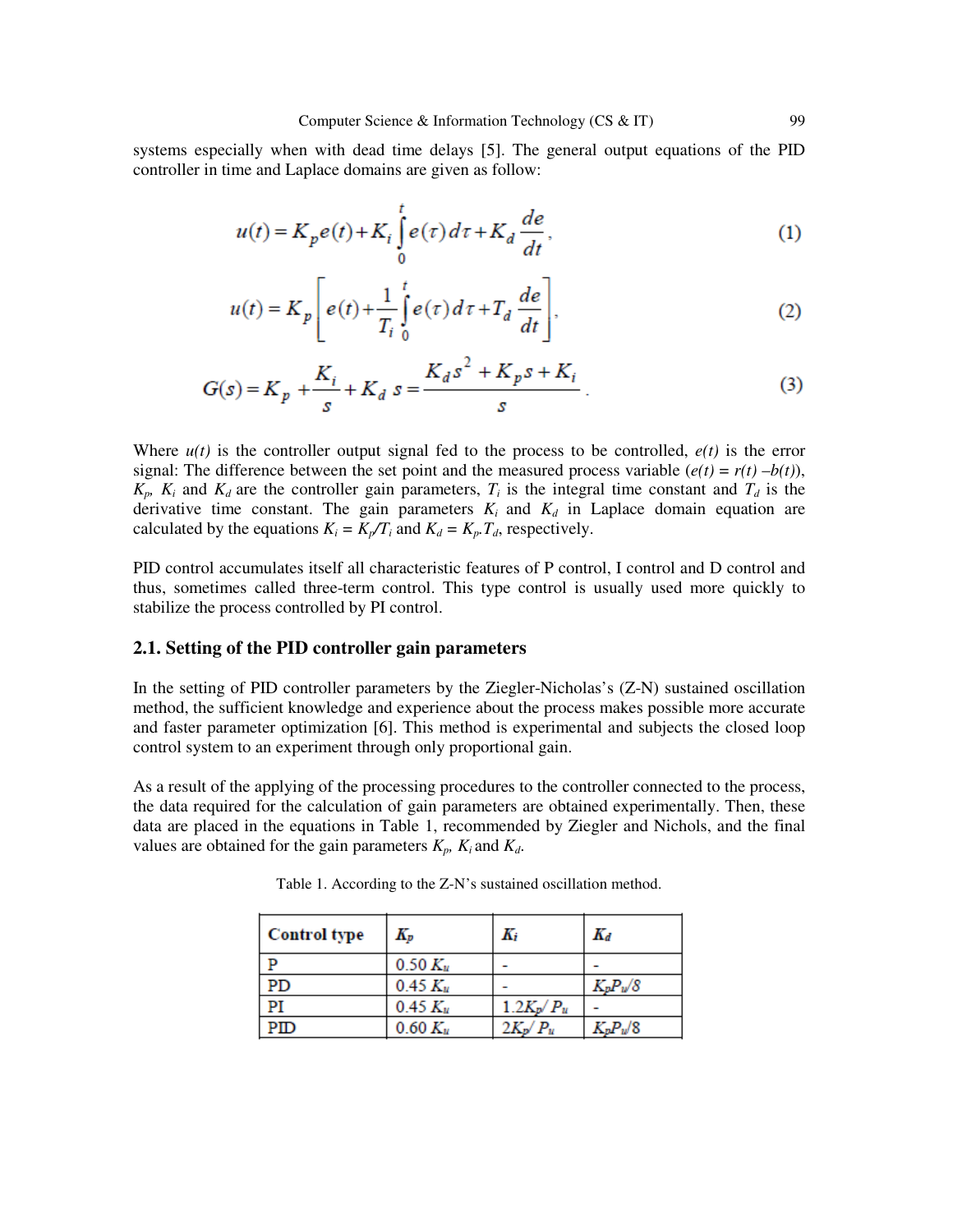systems especially when with dead time delays [5]. The general output equations of the PID controller in time and Laplace domains are given as follow:

$$u(t) = K_p e(t) + K_i \int_0^t e(\tau) d\tau + K_d \frac{de}{dt}, \tag{1}$$

$$u(t) = K_p \left[ e(t) + \frac{1}{T_i} \int_0^t e(\tau) d\tau + T_d \frac{de}{dt} \right], \tag{2}$$

$$G(s) = K_p + \frac{K_i}{s} + K_d\, s = \frac{K_d s^2 + K_p s + K_i}{s}. \tag{3}$$

Where $u(t)$ is the controller output signal fed to the process to be controlled, $e(t)$ is the error signal: The difference between the set point and the measured process variable ($e(t) = r(t) - b(t)$), $K_p$, $K_i$ and $K_d$ are the controller gain parameters, $T_i$ is the integral time constant and $T_d$ is the derivative time constant. The gain parameters $K_i$ and $K_d$ in Laplace domain equation are calculated by the equations $K_i = K_p/T_i$ and $K_d = K_p.T_d$, respectively.

PID control accumulates itself all characteristic features of P control, I control and D control and thus, sometimes called three-term control. This type control is usually used more quickly to stabilize the process controlled by PI control.

## 2.1. Setting of the PID controller gain parameters

In the setting of PID controller parameters by the Ziegler-Nicholas's (Z-N) sustained oscillation method, the sufficient knowledge and experience about the process makes possible more accurate and faster parameter optimization [6]. This method is experimental and subjects the closed loop control system to an experiment through only proportional gain.

As a result of the applying of the processing procedures to the controller connected to the process, the data required for the calculation of gain parameters are obtained experimentally. Then, these data are placed in the equations in Table 1, recommended by Ziegler and Nichols, and the final values are obtained for the gain parameters $K_p$, $K_i$ and $K_d$.

Table 1. According to the Z-N's sustained oscillation method.

| Control type | $K_p$ | $K_i$ | $K_d$ |
|---|---|---|---|
| P | $0.50\,K_u$ | - | - |
| PD | $0.45\,K_u$ | - | $K_p P_u/8$ |
| PI | $0.45\,K_u$ | $1.2K_p/P_u$ | - |
| PID | $0.60\,K_u$ | $2K_p/P_u$ | $K_p P_u/8$ |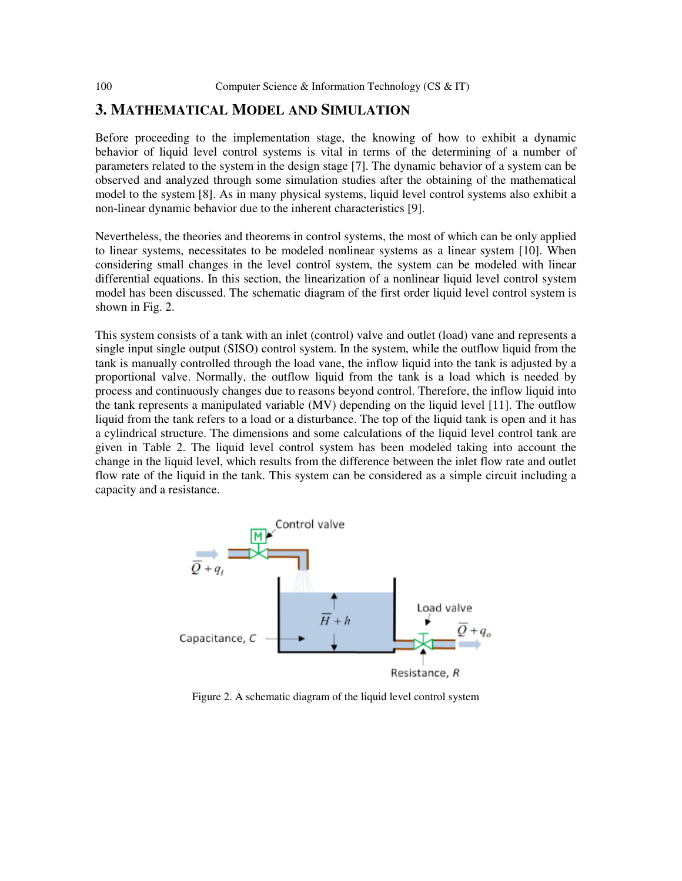## 3. Mathematical Model and Simulation

Before proceeding to the implementation stage, the knowing of how to exhibit a dynamic behavior of liquid level control systems is vital in terms of the determining of a number of parameters related to the system in the design stage [7]. The dynamic behavior of a system can be observed and analyzed through some simulation studies after the obtaining of the mathematical model to the system [8]. As in many physical systems, liquid level control systems also exhibit a non-linear dynamic behavior due to the inherent characteristics [9].

Nevertheless, the theories and theorems in control systems, the most of which can be only applied to linear systems, necessitates to be modeled nonlinear systems as a linear system [10]. When considering small changes in the level control system, the system can be modeled with linear differential equations. In this section, the linearization of a nonlinear liquid level control system model has been discussed. The schematic diagram of the first order liquid level control system is shown in Fig. 2.

This system consists of a tank with an inlet (control) valve and outlet (load) vane and represents a single input single output (SISO) control system. In the system, while the outflow liquid from the tank is manually controlled through the load vane, the inflow liquid into the tank is adjusted by a proportional valve. Normally, the outflow liquid from the tank is a load which is needed by process and continuously changes due to reasons beyond control. Therefore, the inflow liquid into the tank represents a manipulated variable (MV) depending on the liquid level [11]. The outflow liquid from the tank refers to a load or a disturbance. The top of the liquid tank is open and it has a cylindrical structure. The dimensions and some calculations of the liquid level control tank are given in Table 2. The liquid level control system has been modeled taking into account the change in the liquid level, which results from the difference between the inlet flow rate and outlet flow rate of the liquid in the tank. This system can be considered as a simple circuit including a capacity and a resistance.

Figure 2. A schematic diagram of the liquid level control system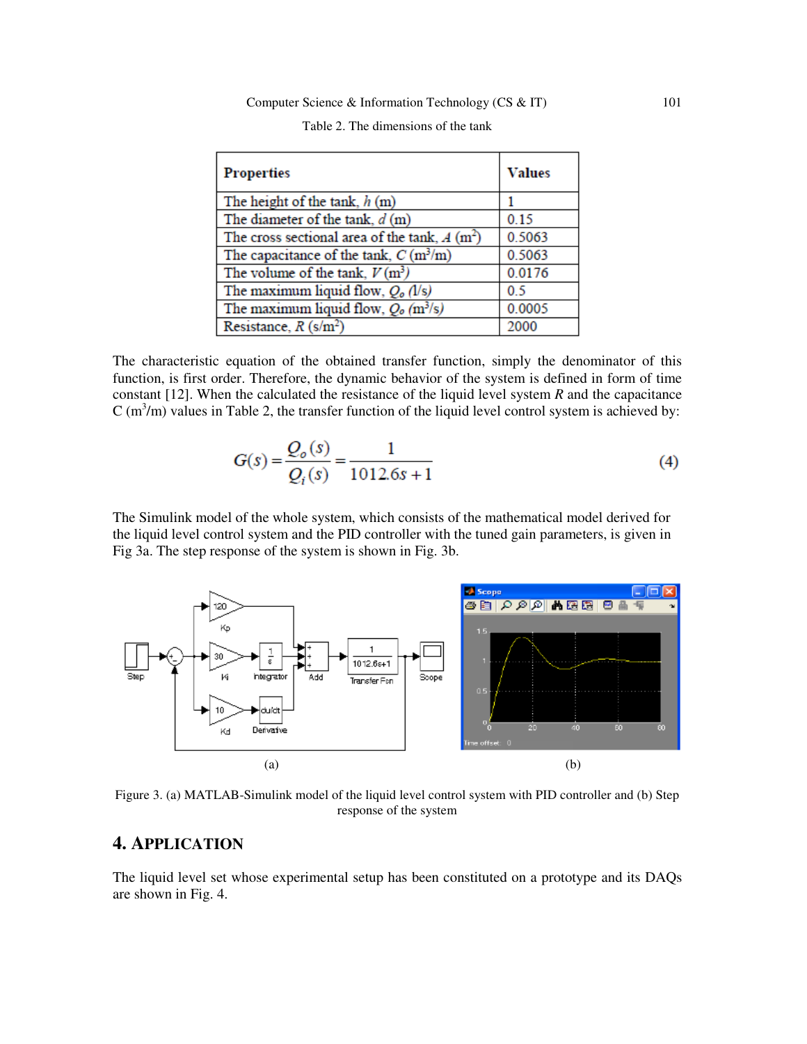Table 2. The dimensions of the tank

| Properties | Values |
| --- | --- |
| The height of the tank, $h$ (m) | 1 |
| The diameter of the tank, $d$ (m) | 0.15 |
| The cross sectional area of the tank, $A$ ($m^2$) | 0.5063 |
| The capacitance of the tank, $C$ ($m^3$/m) | 0.5063 |
| The volume of the tank, $V$ ($m^3$) | 0.0176 |
| The maximum liquid flow, $Q_o$ (l/s) | 0.5 |
| The maximum liquid flow, $Q_o$ ($m^3$/s) | 0.0005 |
| Resistance, $R$ (s/$m^2$) | 2000 |

The characteristic equation of the obtained transfer function, simply the denominator of this function, is first order. Therefore, the dynamic behavior of the system is defined in form of time constant [12]. When the calculated the resistance of the liquid level system $R$ and the capacitance C ($m^3$/m) values in Table 2, the transfer function of the liquid level control system is achieved by:

$$G(s) = \frac{Q_o(s)}{Q_i(s)} = \frac{1}{1012.6s + 1} \tag{4}$$

The Simulink model of the whole system, which consists of the mathematical model derived for the liquid level control system and the PID controller with the tuned gain parameters, is given in Fig 3a. The step response of the system is shown in Fig. 3b.

(a)

(b)

Figure 3. (a) MATLAB-Simulink model of the liquid level control system with PID controller and (b) Step response of the system

## 4. APPLICATION

The liquid level set whose experimental setup has been constituted on a prototype and its DAQs are shown in Fig. 4.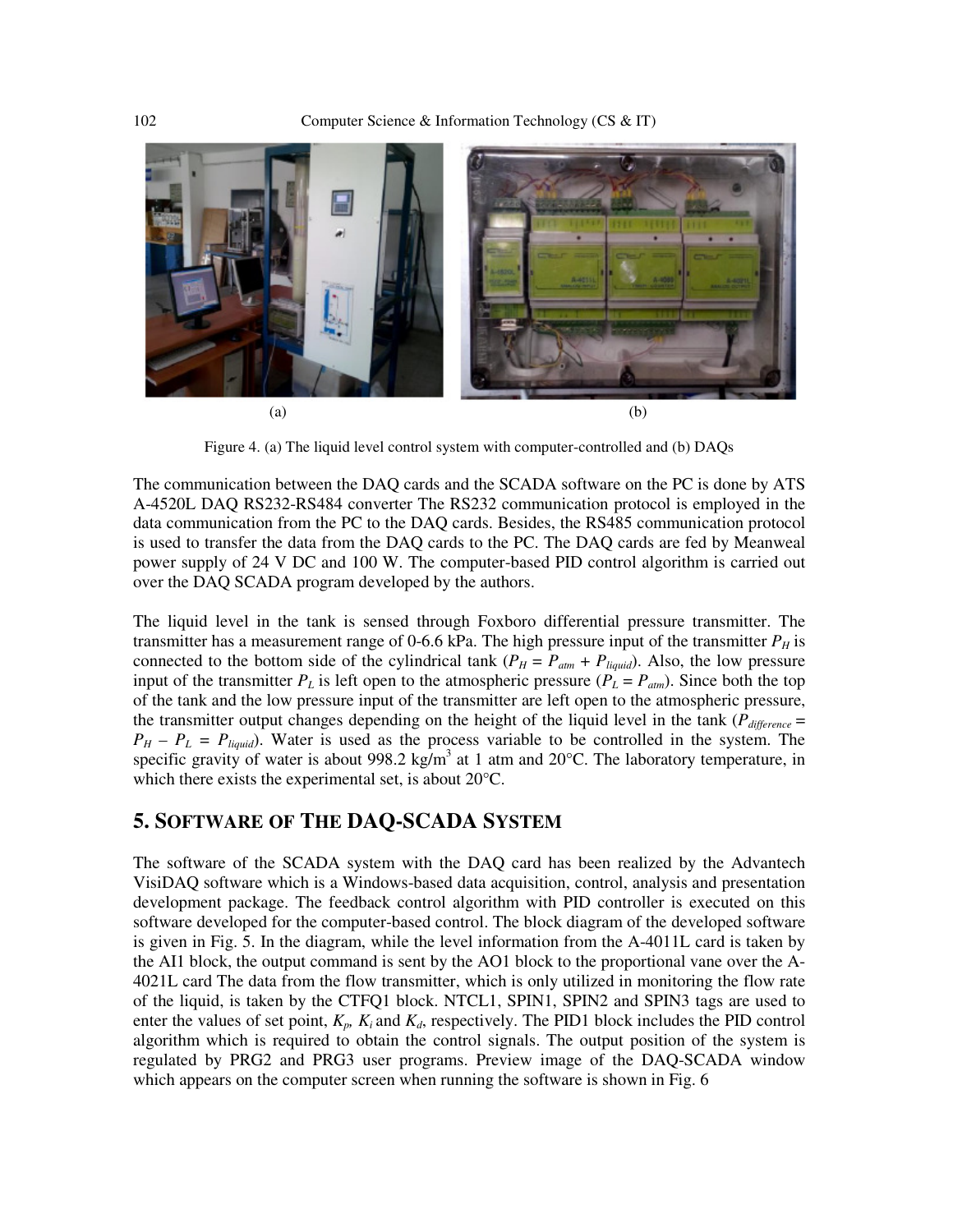(a) (b)

Figure 4. (a) The liquid level control system with computer-controlled and (b) DAQs

The communication between the DAQ cards and the SCADA software on the PC is done by ATS A-4520L DAQ RS232-RS484 converter The RS232 communication protocol is employed in the data communication from the PC to the DAQ cards. Besides, the RS485 communication protocol is used to transfer the data from the DAQ cards to the PC. The DAQ cards are fed by Meanweal power supply of 24 V DC and 100 W. The computer-based PID control algorithm is carried out over the DAQ SCADA program developed by the authors.

The liquid level in the tank is sensed through Foxboro differential pressure transmitter. The transmitter has a measurement range of 0-6.6 kPa. The high pressure input of the transmitter $P_H$ is connected to the bottom side of the cylindrical tank ($P_H = P_{atm} + P_{liquid}$). Also, the low pressure input of the transmitter $P_L$ is left open to the atmospheric pressure ($P_L = P_{atm}$). Since both the top of the tank and the low pressure input of the transmitter are left open to the atmospheric pressure, the transmitter output changes depending on the height of the liquid level in the tank ($P_{difference} = P_H - P_L = P_{liquid}$). Water is used as the process variable to be controlled in the system. The specific gravity of water is about 998.2 kg/m$^3$ at 1 atm and 20°C. The laboratory temperature, in which there exists the experimental set, is about 20°C.

## 5. Software of The DAQ-SCADA System

The software of the SCADA system with the DAQ card has been realized by the Advantech VisiDAQ software which is a Windows-based data acquisition, control, analysis and presentation development package. The feedback control algorithm with PID controller is executed on this software developed for the computer-based control. The block diagram of the developed software is given in Fig. 5. In the diagram, while the level information from the A-4011L card is taken by the AI1 block, the output command is sent by the AO1 block to the proportional vane over the A-4021L card The data from the flow transmitter, which is only utilized in monitoring the flow rate of the liquid, is taken by the CTFQ1 block. NTCL1, SPIN1, SPIN2 and SPIN3 tags are used to enter the values of set point, $K_p$, $K_i$ and $K_d$, respectively. The PID1 block includes the PID control algorithm which is required to obtain the control signals. The output position of the system is regulated by PRG2 and PRG3 user programs. Preview image of the DAQ-SCADA window which appears on the computer screen when running the software is shown in Fig. 6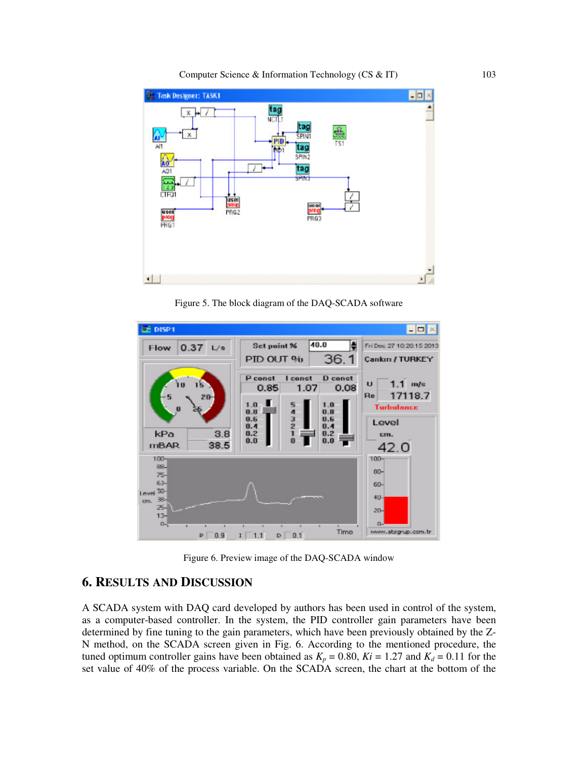Figure 5. The block diagram of the DAQ-SCADA software

Figure 6. Preview image of the DAQ-SCADA window

## 6. RESULTS AND DISCUSSION

A SCADA system with DAQ card developed by authors has been used in control of the system, as a computer-based controller. In the system, the PID controller gain parameters have been determined by fine tuning to the gain parameters, which have been previously obtained by the Z-N method, on the SCADA screen given in Fig. 6. According to the mentioned procedure, the tuned optimum controller gains have been obtained as $K_p = 0.80$, $Ki = 1.27$ and $K_d = 0.11$ for the set value of 40% of the process variable. On the SCADA screen, the chart at the bottom of the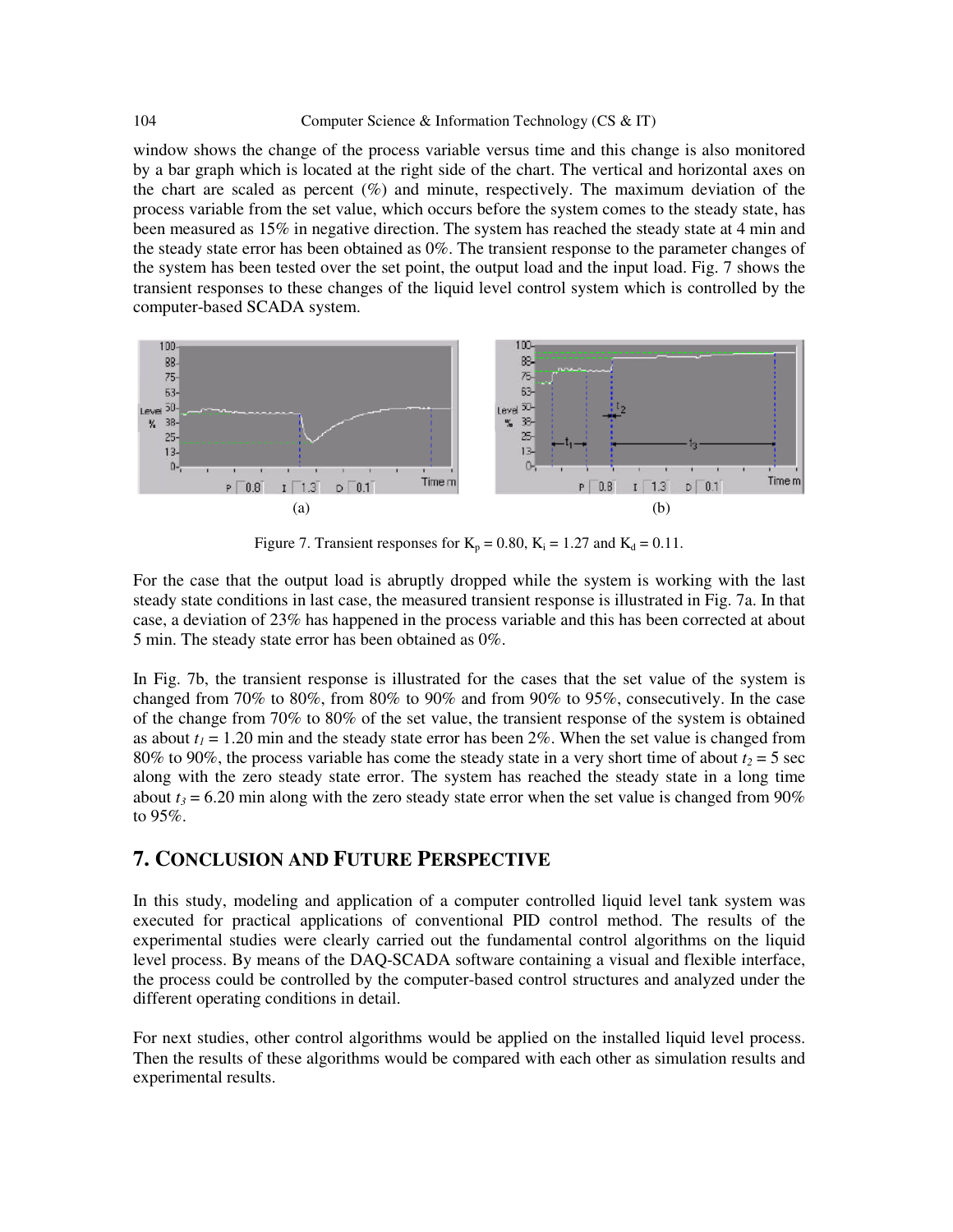window shows the change of the process variable versus time and this change is also monitored by a bar graph which is located at the right side of the chart. The vertical and horizontal axes on the chart are scaled as percent (%) and minute, respectively. The maximum deviation of the process variable from the set value, which occurs before the system comes to the steady state, has been measured as 15% in negative direction. The system has reached the steady state at 4 min and the steady state error has been obtained as 0%. The transient response to the parameter changes of the system has been tested over the set point, the output load and the input load. Fig. 7 shows the transient responses to these changes of the liquid level control system which is controlled by the computer-based SCADA system.

(a) (b)

Figure 7. Transient responses for $K_p = 0.80$, $K_i = 1.27$ and $K_d = 0.11$.

For the case that the output load is abruptly dropped while the system is working with the last steady state conditions in last case, the measured transient response is illustrated in Fig. 7a. In that case, a deviation of 23% has happened in the process variable and this has been corrected at about 5 min. The steady state error has been obtained as 0%.

In Fig. 7b, the transient response is illustrated for the cases that the set value of the system is changed from 70% to 80%, from 80% to 90% and from 90% to 95%, consecutively. In the case of the change from 70% to 80% of the set value, the transient response of the system is obtained as about $t_1 = 1.20$ min and the steady state error has been 2%. When the set value is changed from 80% to 90%, the process variable has come the steady state in a very short time of about $t_2 = 5$ sec along with the zero steady state error. The system has reached the steady state in a long time about $t_3 = 6.20$ min along with the zero steady state error when the set value is changed from 90% to 95%.

## 7. CONCLUSION AND FUTURE PERSPECTIVE

In this study, modeling and application of a computer controlled liquid level tank system was executed for practical applications of conventional PID control method. The results of the experimental studies were clearly carried out the fundamental control algorithms on the liquid level process. By means of the DAQ-SCADA software containing a visual and flexible interface, the process could be controlled by the computer-based control structures and analyzed under the different operating conditions in detail.

For next studies, other control algorithms would be applied on the installed liquid level process. Then the results of these algorithms would be compared with each other as simulation results and experimental results.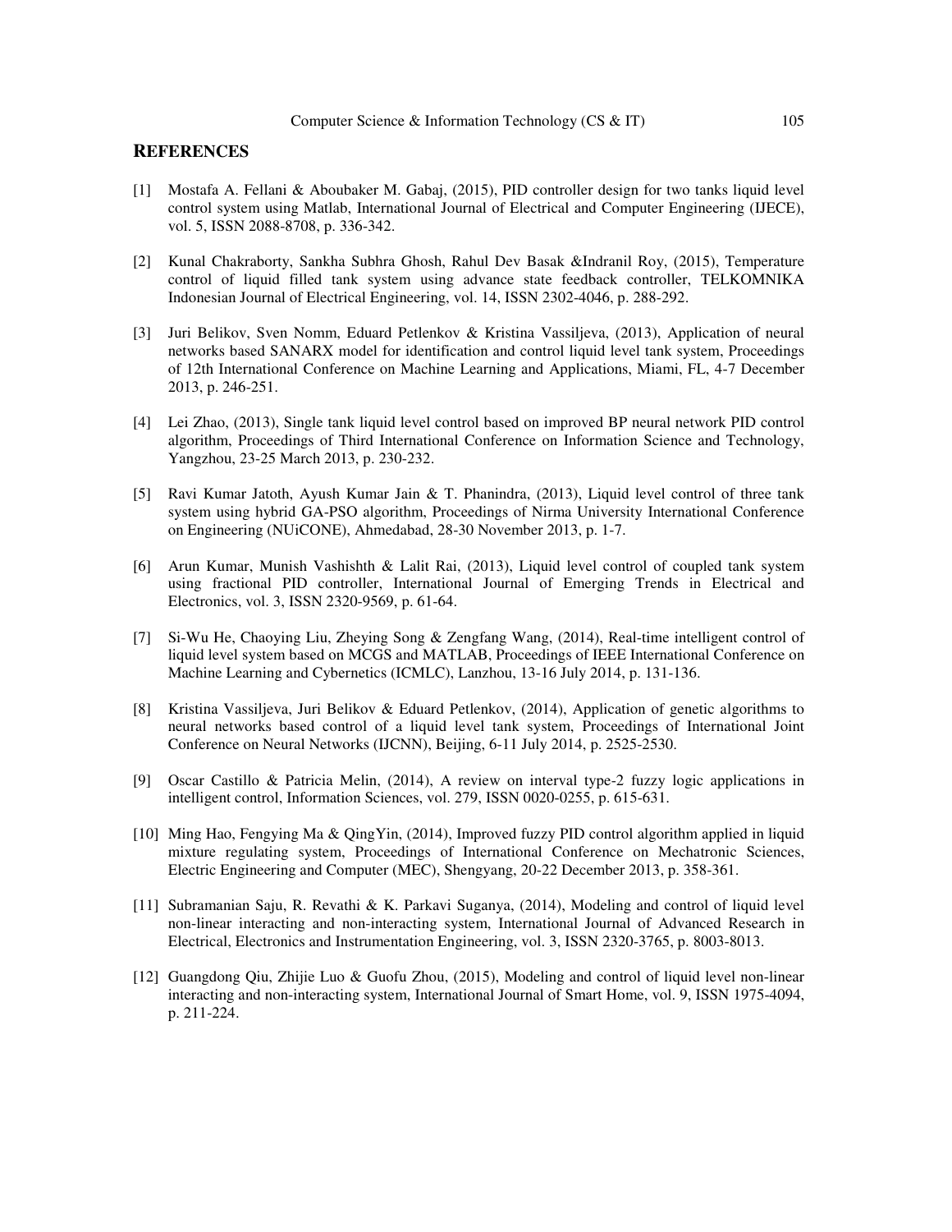## REFERENCES

[1] Mostafa A. Fellani & Aboubaker M. Gabaj, (2015), PID controller design for two tanks liquid level control system using Matlab, International Journal of Electrical and Computer Engineering (IJECE), vol. 5, ISSN 2088-8708, p. 336-342.

[2] Kunal Chakraborty, Sankha Subhra Ghosh, Rahul Dev Basak &Indranil Roy, (2015), Temperature control of liquid filled tank system using advance state feedback controller, TELKOMNIKA Indonesian Journal of Electrical Engineering, vol. 14, ISSN 2302-4046, p. 288-292.

[3] Juri Belikov, Sven Nomm, Eduard Petlenkov & Kristina Vassiljeva, (2013), Application of neural networks based SANARX model for identification and control liquid level tank system, Proceedings of 12th International Conference on Machine Learning and Applications, Miami, FL, 4-7 December 2013, p. 246-251.

[4] Lei Zhao, (2013), Single tank liquid level control based on improved BP neural network PID control algorithm, Proceedings of Third International Conference on Information Science and Technology, Yangzhou, 23-25 March 2013, p. 230-232.

[5] Ravi Kumar Jatoth, Ayush Kumar Jain & T. Phanindra, (2013), Liquid level control of three tank system using hybrid GA-PSO algorithm, Proceedings of Nirma University International Conference on Engineering (NUiCONE), Ahmedabad, 28-30 November 2013, p. 1-7.

[6] Arun Kumar, Munish Vashishth & Lalit Rai, (2013), Liquid level control of coupled tank system using fractional PID controller, International Journal of Emerging Trends in Electrical and Electronics, vol. 3, ISSN 2320-9569, p. 61-64.

[7] Si-Wu He, Chaoying Liu, Zheying Song & Zengfang Wang, (2014), Real-time intelligent control of liquid level system based on MCGS and MATLAB, Proceedings of IEEE International Conference on Machine Learning and Cybernetics (ICMLC), Lanzhou, 13-16 July 2014, p. 131-136.

[8] Kristina Vassiljeva, Juri Belikov & Eduard Petlenkov, (2014), Application of genetic algorithms to neural networks based control of a liquid level tank system, Proceedings of International Joint Conference on Neural Networks (IJCNN), Beijing, 6-11 July 2014, p. 2525-2530.

[9] Oscar Castillo & Patricia Melin, (2014), A review on interval type-2 fuzzy logic applications in intelligent control, Information Sciences, vol. 279, ISSN 0020-0255, p. 615-631.

[10] Ming Hao, Fengying Ma & QingYin, (2014), Improved fuzzy PID control algorithm applied in liquid mixture regulating system, Proceedings of International Conference on Mechatronic Sciences, Electric Engineering and Computer (MEC), Shengyang, 20-22 December 2013, p. 358-361.

[11] Subramanian Saju, R. Revathi & K. Parkavi Suganya, (2014), Modeling and control of liquid level non-linear interacting and non-interacting system, International Journal of Advanced Research in Electrical, Electronics and Instrumentation Engineering, vol. 3, ISSN 2320-3765, p. 8003-8013.

[12] Guangdong Qiu, Zhijie Luo & Guofu Zhou, (2015), Modeling and control of liquid level non-linear interacting and non-interacting system, International Journal of Smart Home, vol. 9, ISSN 1975-4094, p. 211-224.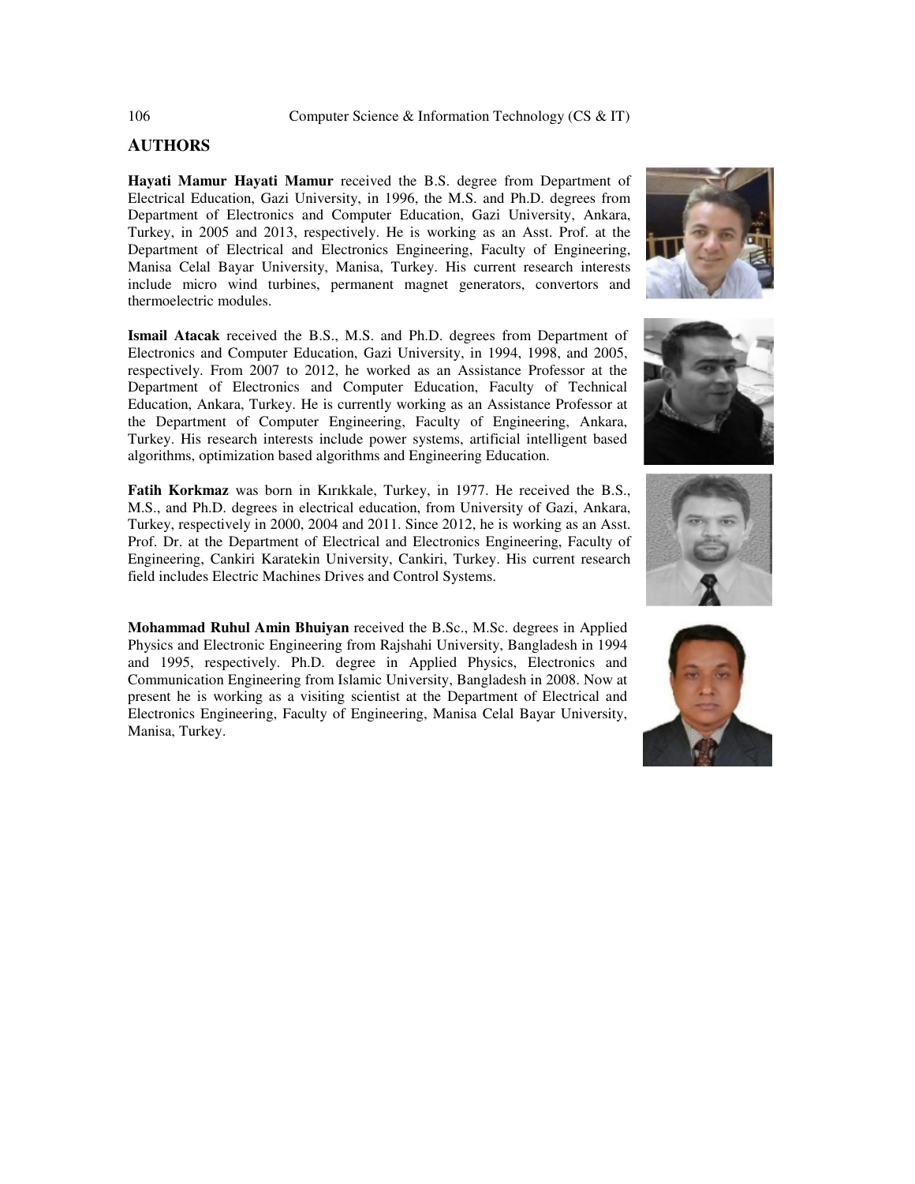## AUTHORS

**Hayati Mamur Hayati Mamur** received the B.S. degree from Department of Electrical Education, Gazi University, in 1996, the M.S. and Ph.D. degrees from Department of Electronics and Computer Education, Gazi University, Ankara, Turkey, in 2005 and 2013, respectively. He is working as an Asst. Prof. at the Department of Electrical and Electronics Engineering, Faculty of Engineering, Manisa Celal Bayar University, Manisa, Turkey. His current research interests include micro wind turbines, permanent magnet generators, convertors and thermoelectric modules.

**Ismail Atacak** received the B.S., M.S. and Ph.D. degrees from Department of Electronics and Computer Education, Gazi University, in 1994, 1998, and 2005, respectively. From 2007 to 2012, he worked as an Assistance Professor at the Department of Electronics and Computer Education, Faculty of Technical Education, Ankara, Turkey. He is currently working as an Assistance Professor at the Department of Computer Engineering, Faculty of Engineering, Ankara, Turkey. His research interests include power systems, artificial intelligent based algorithms, optimization based algorithms and Engineering Education.

**Fatih Korkmaz** was born in Kırıkkale, Turkey, in 1977. He received the B.S., M.S., and Ph.D. degrees in electrical education, from University of Gazi, Ankara, Turkey, respectively in 2000, 2004 and 2011. Since 2012, he is working as an Asst. Prof. Dr. at the Department of Electrical and Electronics Engineering, Faculty of Engineering, Cankiri Karatekin University, Cankiri, Turkey. His current research field includes Electric Machines Drives and Control Systems.

**Mohammad Ruhul Amin Bhuiyan** received the B.Sc., M.Sc. degrees in Applied Physics and Electronic Engineering from Rajshahi University, Bangladesh in 1994 and 1995, respectively. Ph.D. degree in Applied Physics, Electronics and Communication Engineering from Islamic University, Bangladesh in 2008. Now at present he is working as a visiting scientist at the Department of Electrical and Electronics Engineering, Faculty of Engineering, Manisa Celal Bayar University, Manisa, Turkey.